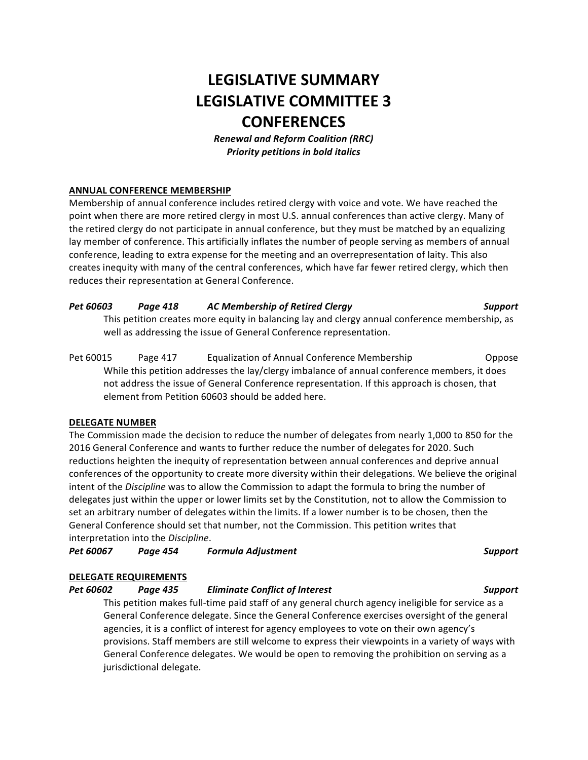# LEGISLATIVE SUMMARY
# LEGISLATIVE COMMITTEE 3
# CONFERENCES

***Renewal and Reform Coalition (RRC)***
***Priority petitions in bold italics***

**ANNUAL CONFERENCE MEMBERSHIP**

Membership of annual conference includes retired clergy with voice and vote. We have reached the point when there are more retired clergy in most U.S. annual conferences than active clergy. Many of the retired clergy do not participate in annual conference, but they must be matched by an equalizing lay member of conference. This artificially inflates the number of people serving as members of annual conference, leading to extra expense for the meeting and an overrepresentation of laity. This also creates inequity with many of the central conferences, which have far fewer retired clergy, which then reduces their representation at General Conference.

***Pet 60603 Page 418 AC Membership of Retired Clergy Support***

This petition creates more equity in balancing lay and clergy annual conference membership, as well as addressing the issue of General Conference representation.

Pet 60015 Page 417 Equalization of Annual Conference Membership Oppose

While this petition addresses the lay/clergy imbalance of annual conference members, it does not address the issue of General Conference representation. If this approach is chosen, that element from Petition 60603 should be added here.

**DELEGATE NUMBER**

The Commission made the decision to reduce the number of delegates from nearly 1,000 to 850 for the 2016 General Conference and wants to further reduce the number of delegates for 2020. Such reductions heighten the inequity of representation between annual conferences and deprive annual conferences of the opportunity to create more diversity within their delegations. We believe the original intent of the *Discipline* was to allow the Commission to adapt the formula to bring the number of delegates just within the upper or lower limits set by the Constitution, not to allow the Commission to set an arbitrary number of delegates within the limits. If a lower number is to be chosen, then the General Conference should set that number, not the Commission. This petition writes that interpretation into the *Discipline*.

***Pet 60067 Page 454 Formula Adjustment Support***

**DELEGATE REQUIREMENTS**

***Pet 60602 Page 435 Eliminate Conflict of Interest Support***

This petition makes full-time paid staff of any general church agency ineligible for service as a General Conference delegate. Since the General Conference exercises oversight of the general agencies, it is a conflict of interest for agency employees to vote on their own agency's provisions. Staff members are still welcome to express their viewpoints in a variety of ways with General Conference delegates. We would be open to removing the prohibition on serving as a jurisdictional delegate.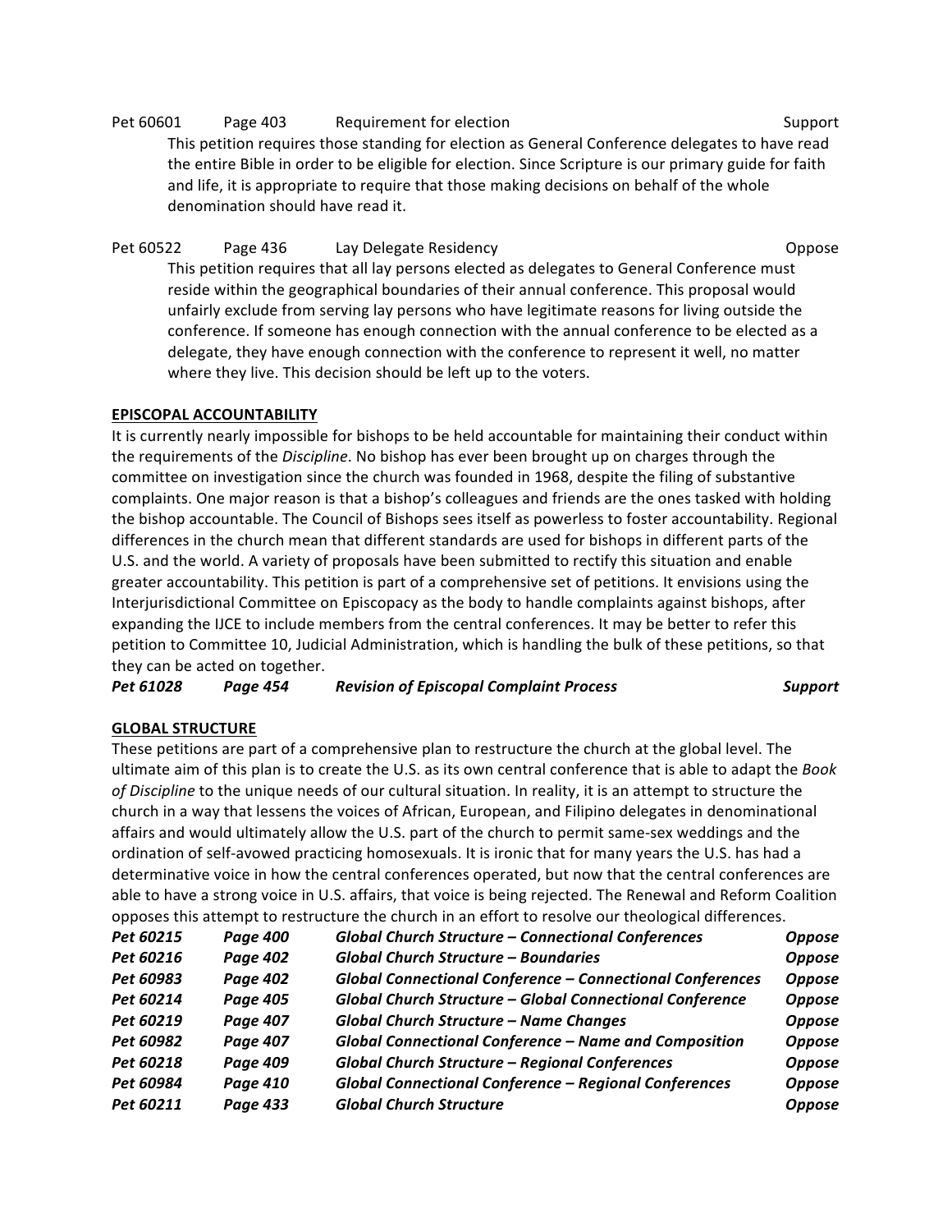Pet 60601 Page 403 Requirement for election Support

This petition requires those standing for election as General Conference delegates to have read the entire Bible in order to be eligible for election. Since Scripture is our primary guide for faith and life, it is appropriate to require that those making decisions on behalf of the whole denomination should have read it.

Pet 60522 Page 436 Lay Delegate Residency Oppose

This petition requires that all lay persons elected as delegates to General Conference must reside within the geographical boundaries of their annual conference. This proposal would unfairly exclude from serving lay persons who have legitimate reasons for living outside the conference. If someone has enough connection with the annual conference to be elected as a delegate, they have enough connection with the conference to represent it well, no matter where they live. This decision should be left up to the voters.

**EPISCOPAL ACCOUNTABILITY**

It is currently nearly impossible for bishops to be held accountable for maintaining their conduct within the requirements of the *Discipline*. No bishop has ever been brought up on charges through the committee on investigation since the church was founded in 1968, despite the filing of substantive complaints. One major reason is that a bishop's colleagues and friends are the ones tasked with holding the bishop accountable. The Council of Bishops sees itself as powerless to foster accountability. Regional differences in the church mean that different standards are used for bishops in different parts of the U.S. and the world. A variety of proposals have been submitted to rectify this situation and enable greater accountability. This petition is part of a comprehensive set of petitions. It envisions using the Interjurisdictional Committee on Episcopacy as the body to handle complaints against bishops, after expanding the IJCE to include members from the central conferences. It may be better to refer this petition to Committee 10, Judicial Administration, which is handling the bulk of these petitions, so that they can be acted on together.

***Pet 61028 Page 454 Revision of Episcopal Complaint Process Support***

**GLOBAL STRUCTURE**

These petitions are part of a comprehensive plan to restructure the church at the global level. The ultimate aim of this plan is to create the U.S. as its own central conference that is able to adapt the *Book of Discipline* to the unique needs of our cultural situation. In reality, it is an attempt to structure the church in a way that lessens the voices of African, European, and Filipino delegates in denominational affairs and would ultimately allow the U.S. part of the church to permit same-sex weddings and the ordination of self-avowed practicing homosexuals. It is ironic that for many years the U.S. has had a determinative voice in how the central conferences operated, but now that the central conferences are able to have a strong voice in U.S. affairs, that voice is being rejected. The Renewal and Reform Coalition opposes this attempt to restructure the church in an effort to resolve our theological differences.

| | | | |
|---|---|---|---|
| ***Pet 60215*** | ***Page 400*** | ***Global Church Structure – Connectional Conferences*** | ***Oppose*** |
| ***Pet 60216*** | ***Page 402*** | ***Global Church Structure – Boundaries*** | ***Oppose*** |
| ***Pet 60983*** | ***Page 402*** | ***Global Connectional Conference – Connectional Conferences*** | ***Oppose*** |
| ***Pet 60214*** | ***Page 405*** | ***Global Church Structure – Global Connectional Conference*** | ***Oppose*** |
| ***Pet 60219*** | ***Page 407*** | ***Global Church Structure – Name Changes*** | ***Oppose*** |
| ***Pet 60982*** | ***Page 407*** | ***Global Connectional Conference – Name and Composition*** | ***Oppose*** |
| ***Pet 60218*** | ***Page 409*** | ***Global Church Structure – Regional Conferences*** | ***Oppose*** |
| ***Pet 60984*** | ***Page 410*** | ***Global Connectional Conference – Regional Conferences*** | ***Oppose*** |
| ***Pet 60211*** | ***Page 433*** | ***Global Church Structure*** | ***Oppose*** |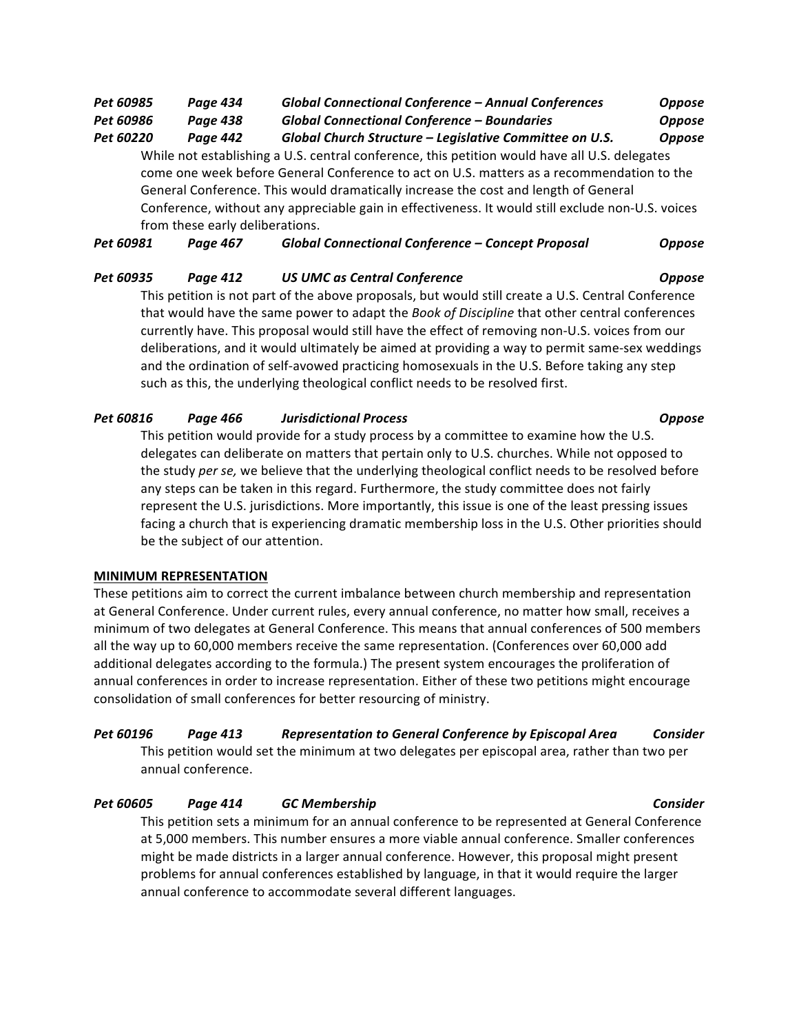***Pet 60985 Page 434 Global Connectional Conference – Annual Conferences Oppose***

***Pet 60986 Page 438 Global Connectional Conference – Boundaries Oppose***

***Pet 60220 Page 442 Global Church Structure – Legislative Committee on U.S. Oppose***

While not establishing a U.S. central conference, this petition would have all U.S. delegates come one week before General Conference to act on U.S. matters as a recommendation to the General Conference. This would dramatically increase the cost and length of General Conference, without any appreciable gain in effectiveness. It would still exclude non-U.S. voices from these early deliberations.

***Pet 60981 Page 467 Global Connectional Conference – Concept Proposal Oppose***

***Pet 60935 Page 412 US UMC as Central Conference Oppose***

This petition is not part of the above proposals, but would still create a U.S. Central Conference that would have the same power to adapt the *Book of Discipline* that other central conferences currently have. This proposal would still have the effect of removing non-U.S. voices from our deliberations, and it would ultimately be aimed at providing a way to permit same-sex weddings and the ordination of self-avowed practicing homosexuals in the U.S. Before taking any step such as this, the underlying theological conflict needs to be resolved first.

***Pet 60816 Page 466 Jurisdictional Process Oppose***

This petition would provide for a study process by a committee to examine how the U.S. delegates can deliberate on matters that pertain only to U.S. churches. While not opposed to the study *per se,* we believe that the underlying theological conflict needs to be resolved before any steps can be taken in this regard. Furthermore, the study committee does not fairly represent the U.S. jurisdictions. More importantly, this issue is one of the least pressing issues facing a church that is experiencing dramatic membership loss in the U.S. Other priorities should be the subject of our attention.

**MINIMUM REPRESENTATION**

These petitions aim to correct the current imbalance between church membership and representation at General Conference. Under current rules, every annual conference, no matter how small, receives a minimum of two delegates at General Conference. This means that annual conferences of 500 members all the way up to 60,000 members receive the same representation. (Conferences over 60,000 add additional delegates according to the formula.) The present system encourages the proliferation of annual conferences in order to increase representation. Either of these two petitions might encourage consolidation of small conferences for better resourcing of ministry.

***Pet 60196 Page 413 Representation to General Conference by Episcopal Area Consider***

This petition would set the minimum at two delegates per episcopal area, rather than two per annual conference.

***Pet 60605 Page 414 GC Membership Consider***

This petition sets a minimum for an annual conference to be represented at General Conference at 5,000 members. This number ensures a more viable annual conference. Smaller conferences might be made districts in a larger annual conference. However, this proposal might present problems for annual conferences established by language, in that it would require the larger annual conference to accommodate several different languages.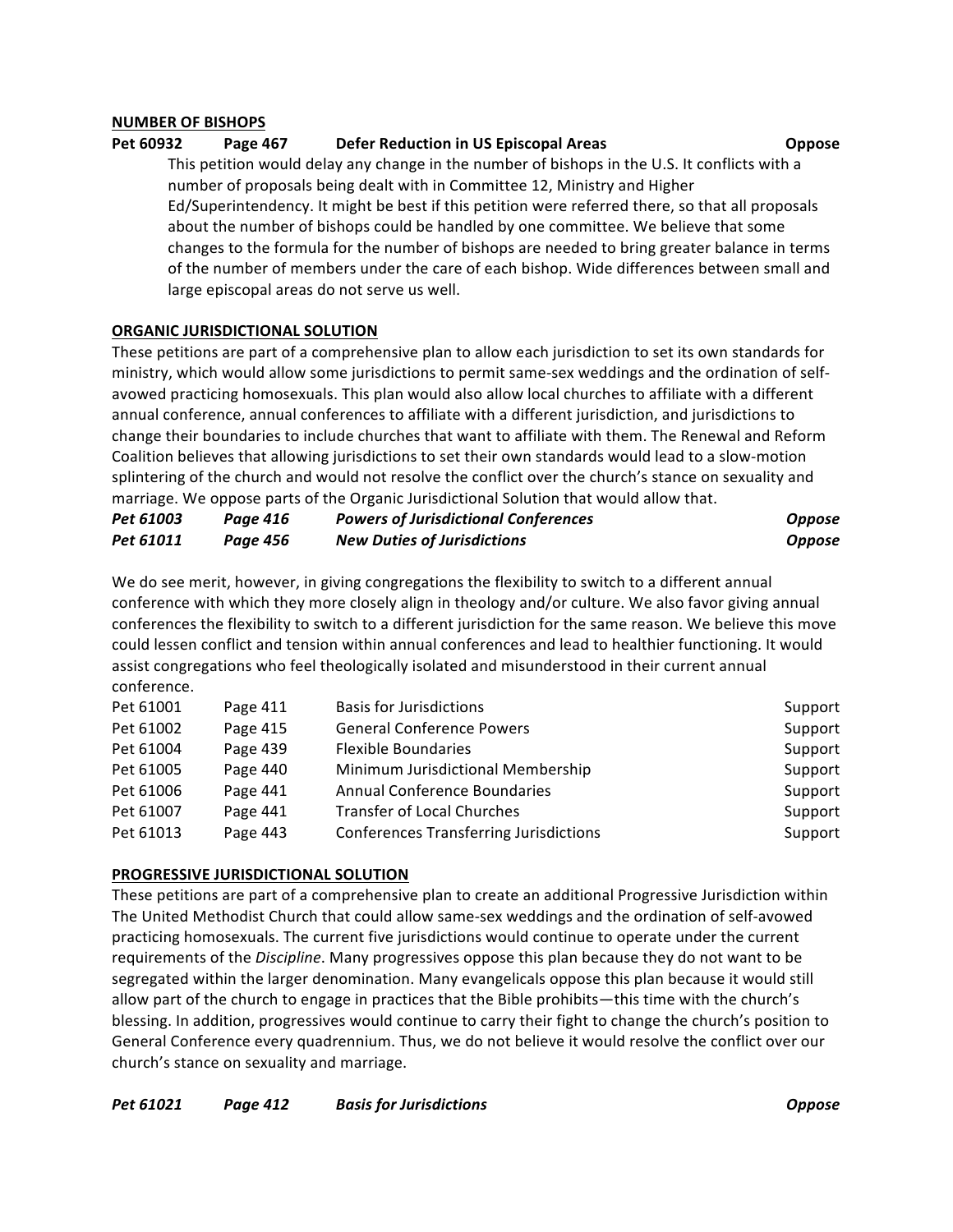**NUMBER OF BISHOPS**

**Pet 60932 Page 467 Defer Reduction in US Episcopal Areas Oppose**

This petition would delay any change in the number of bishops in the U.S. It conflicts with a number of proposals being dealt with in Committee 12, Ministry and Higher Ed/Superintendency. It might be best if this petition were referred there, so that all proposals about the number of bishops could be handled by one committee. We believe that some changes to the formula for the number of bishops are needed to bring greater balance in terms of the number of members under the care of each bishop. Wide differences between small and large episcopal areas do not serve us well.

**ORGANIC JURISDICTIONAL SOLUTION**

These petitions are part of a comprehensive plan to allow each jurisdiction to set its own standards for ministry, which would allow some jurisdictions to permit same-sex weddings and the ordination of self-avowed practicing homosexuals. This plan would also allow local churches to affiliate with a different annual conference, annual conferences to affiliate with a different jurisdiction, and jurisdictions to change their boundaries to include churches that want to affiliate with them. The Renewal and Reform Coalition believes that allowing jurisdictions to set their own standards would lead to a slow-motion splintering of the church and would not resolve the conflict over the church's stance on sexuality and marriage. We oppose parts of the Organic Jurisdictional Solution that would allow that.

| | | | |
|---|---|---|---|
| ***Pet 61003*** | ***Page 416*** | ***Powers of Jurisdictional Conferences*** | ***Oppose*** |
| ***Pet 61011*** | ***Page 456*** | ***New Duties of Jurisdictions*** | ***Oppose*** |

We do see merit, however, in giving congregations the flexibility to switch to a different annual conference with which they more closely align in theology and/or culture. We also favor giving annual conferences the flexibility to switch to a different jurisdiction for the same reason. We believe this move could lessen conflict and tension within annual conferences and lead to healthier functioning. It would assist congregations who feel theologically isolated and misunderstood in their current annual conference.

| | | | |
|---|---|---|---|
| Pet 61001 | Page 411 | Basis for Jurisdictions | Support |
| Pet 61002 | Page 415 | General Conference Powers | Support |
| Pet 61004 | Page 439 | Flexible Boundaries | Support |
| Pet 61005 | Page 440 | Minimum Jurisdictional Membership | Support |
| Pet 61006 | Page 441 | Annual Conference Boundaries | Support |
| Pet 61007 | Page 441 | Transfer of Local Churches | Support |
| Pet 61013 | Page 443 | Conferences Transferring Jurisdictions | Support |

**PROGRESSIVE JURISDICTIONAL SOLUTION**

These petitions are part of a comprehensive plan to create an additional Progressive Jurisdiction within The United Methodist Church that could allow same-sex weddings and the ordination of self-avowed practicing homosexuals. The current five jurisdictions would continue to operate under the current requirements of the *Discipline*. Many progressives oppose this plan because they do not want to be segregated within the larger denomination. Many evangelicals oppose this plan because it would still allow part of the church to engage in practices that the Bible prohibits—this time with the church's blessing. In addition, progressives would continue to carry their fight to change the church's position to General Conference every quadrennium. Thus, we do not believe it would resolve the conflict over our church's stance on sexuality and marriage.

***Pet 61021 Page 412 Basis for Jurisdictions Oppose***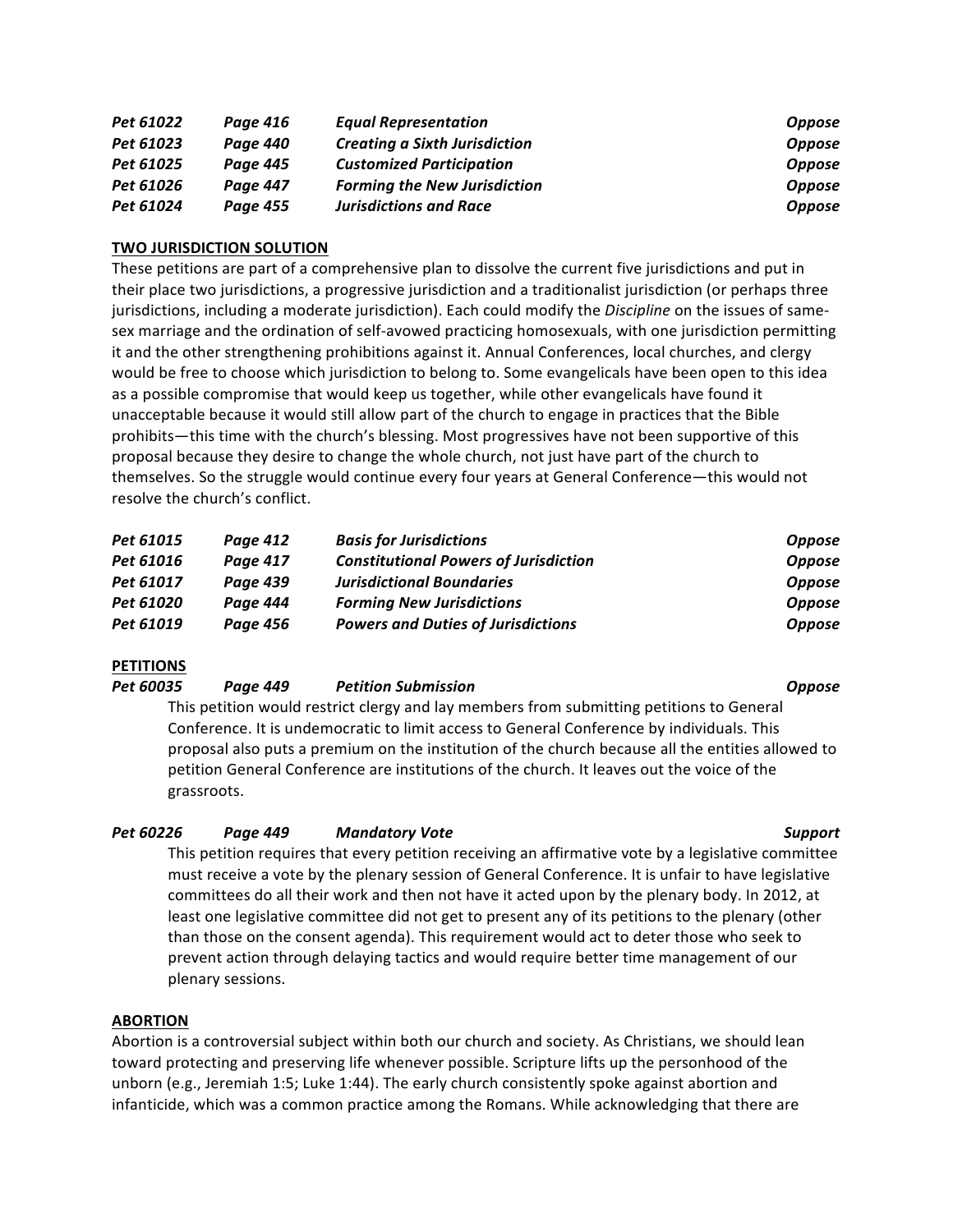| | | | |
|---|---|---|---|
| ***Pet 61022*** | ***Page 416*** | ***Equal Representation*** | ***Oppose*** |
| ***Pet 61023*** | ***Page 440*** | ***Creating a Sixth Jurisdiction*** | ***Oppose*** |
| ***Pet 61025*** | ***Page 445*** | ***Customized Participation*** | ***Oppose*** |
| ***Pet 61026*** | ***Page 447*** | ***Forming the New Jurisdiction*** | ***Oppose*** |
| ***Pet 61024*** | ***Page 455*** | ***Jurisdictions and Race*** | ***Oppose*** |

**TWO JURISDICTION SOLUTION**

These petitions are part of a comprehensive plan to dissolve the current five jurisdictions and put in their place two jurisdictions, a progressive jurisdiction and a traditionalist jurisdiction (or perhaps three jurisdictions, including a moderate jurisdiction). Each could modify the *Discipline* on the issues of same-sex marriage and the ordination of self-avowed practicing homosexuals, with one jurisdiction permitting it and the other strengthening prohibitions against it. Annual Conferences, local churches, and clergy would be free to choose which jurisdiction to belong to. Some evangelicals have been open to this idea as a possible compromise that would keep us together, while other evangelicals have found it unacceptable because it would still allow part of the church to engage in practices that the Bible prohibits—this time with the church's blessing. Most progressives have not been supportive of this proposal because they desire to change the whole church, not just have part of the church to themselves. So the struggle would continue every four years at General Conference—this would not resolve the church's conflict.

| | | | |
|---|---|---|---|
| ***Pet 61015*** | ***Page 412*** | ***Basis for Jurisdictions*** | ***Oppose*** |
| ***Pet 61016*** | ***Page 417*** | ***Constitutional Powers of Jurisdiction*** | ***Oppose*** |
| ***Pet 61017*** | ***Page 439*** | ***Jurisdictional Boundaries*** | ***Oppose*** |
| ***Pet 61020*** | ***Page 444*** | ***Forming New Jurisdictions*** | ***Oppose*** |
| ***Pet 61019*** | ***Page 456*** | ***Powers and Duties of Jurisdictions*** | ***Oppose*** |

**PETITIONS**

***Pet 60035 — Page 449 — Petition Submission — Oppose***

This petition would restrict clergy and lay members from submitting petitions to General Conference. It is undemocratic to limit access to General Conference by individuals. This proposal also puts a premium on the institution of the church because all the entities allowed to petition General Conference are institutions of the church. It leaves out the voice of the grassroots.

***Pet 60226 — Page 449 — Mandatory Vote — Support***

This petition requires that every petition receiving an affirmative vote by a legislative committee must receive a vote by the plenary session of General Conference. It is unfair to have legislative committees do all their work and then not have it acted upon by the plenary body. In 2012, at least one legislative committee did not get to present any of its petitions to the plenary (other than those on the consent agenda). This requirement would act to deter those who seek to prevent action through delaying tactics and would require better time management of our plenary sessions.

**ABORTION**

Abortion is a controversial subject within both our church and society. As Christians, we should lean toward protecting and preserving life whenever possible. Scripture lifts up the personhood of the unborn (e.g., Jeremiah 1:5; Luke 1:44). The early church consistently spoke against abortion and infanticide, which was a common practice among the Romans. While acknowledging that there are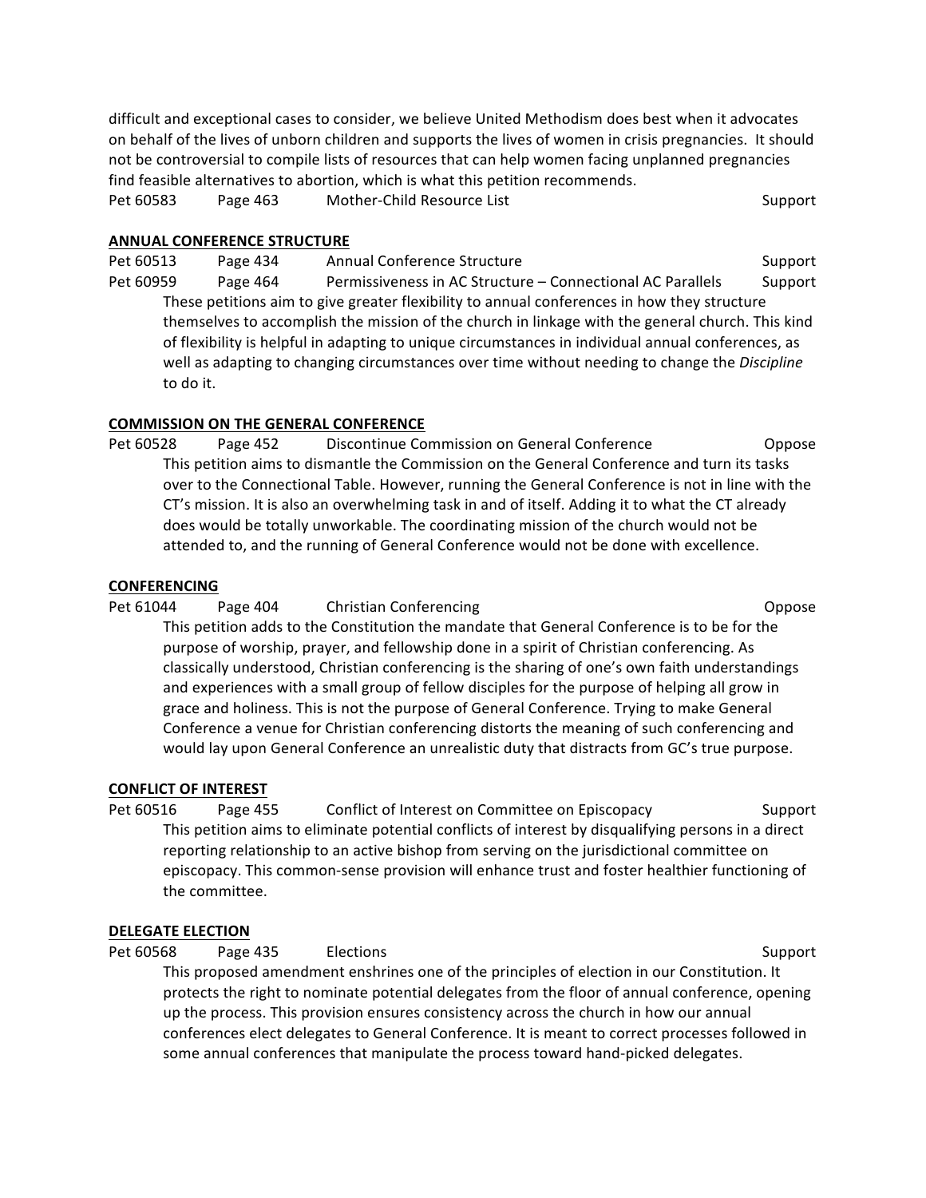difficult and exceptional cases to consider, we believe United Methodism does best when it advocates on behalf of the lives of unborn children and supports the lives of women in crisis pregnancies. It should not be controversial to compile lists of resources that can help women facing unplanned pregnancies find feasible alternatives to abortion, which is what this petition recommends.

Pet 60583 Page 463 Mother-Child Resource List Support

**ANNUAL CONFERENCE STRUCTURE**

Pet 60513 Page 434 Annual Conference Structure Support

Pet 60959 Page 464 Permissiveness in AC Structure – Connectional AC Parallels Support

These petitions aim to give greater flexibility to annual conferences in how they structure themselves to accomplish the mission of the church in linkage with the general church. This kind of flexibility is helpful in adapting to unique circumstances in individual annual conferences, as well as adapting to changing circumstances over time without needing to change the *Discipline* to do it.

**COMMISSION ON THE GENERAL CONFERENCE**

Pet 60528 Page 452 Discontinue Commission on General Conference Oppose

This petition aims to dismantle the Commission on the General Conference and turn its tasks over to the Connectional Table. However, running the General Conference is not in line with the CT's mission. It is also an overwhelming task in and of itself. Adding it to what the CT already does would be totally unworkable. The coordinating mission of the church would not be attended to, and the running of General Conference would not be done with excellence.

**CONFERENCING**

Pet 61044 Page 404 Christian Conferencing Oppose

This petition adds to the Constitution the mandate that General Conference is to be for the purpose of worship, prayer, and fellowship done in a spirit of Christian conferencing. As classically understood, Christian conferencing is the sharing of one's own faith understandings and experiences with a small group of fellow disciples for the purpose of helping all grow in grace and holiness. This is not the purpose of General Conference. Trying to make General Conference a venue for Christian conferencing distorts the meaning of such conferencing and would lay upon General Conference an unrealistic duty that distracts from GC's true purpose.

**CONFLICT OF INTEREST**

Pet 60516 Page 455 Conflict of Interest on Committee on Episcopacy Support

This petition aims to eliminate potential conflicts of interest by disqualifying persons in a direct reporting relationship to an active bishop from serving on the jurisdictional committee on episcopacy. This common-sense provision will enhance trust and foster healthier functioning of the committee.

**DELEGATE ELECTION**

Pet 60568 Page 435 Elections Support

This proposed amendment enshrines one of the principles of election in our Constitution. It protects the right to nominate potential delegates from the floor of annual conference, opening up the process. This provision ensures consistency across the church in how our annual conferences elect delegates to General Conference. It is meant to correct processes followed in some annual conferences that manipulate the process toward hand-picked delegates.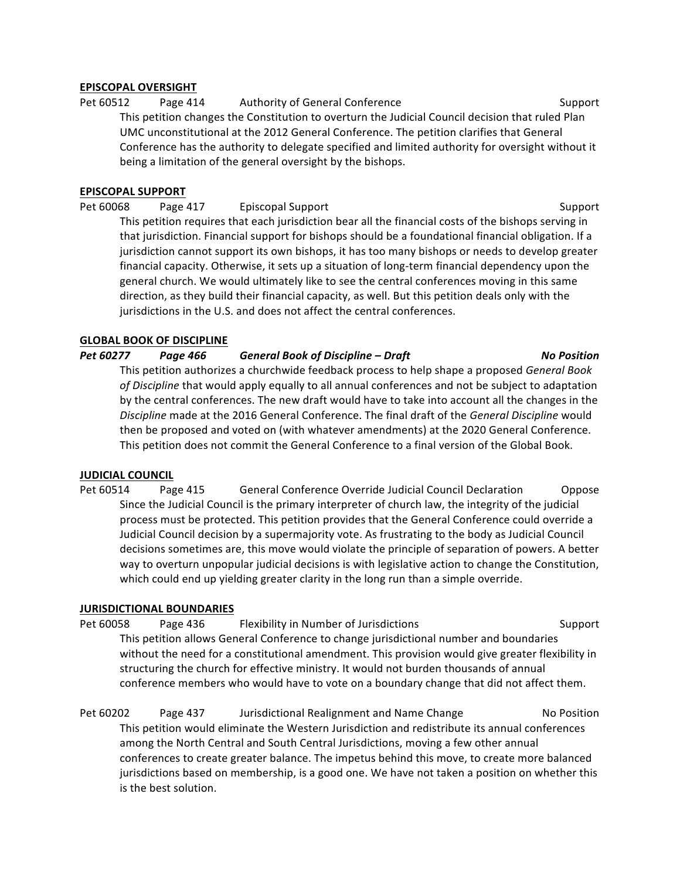**EPISCOPAL OVERSIGHT**

Pet 60512 Page 414 Authority of General Conference Support

This petition changes the Constitution to overturn the Judicial Council decision that ruled Plan UMC unconstitutional at the 2012 General Conference. The petition clarifies that General Conference has the authority to delegate specified and limited authority for oversight without it being a limitation of the general oversight by the bishops.

**EPISCOPAL SUPPORT**

Pet 60068 Page 417 Episcopal Support Support

This petition requires that each jurisdiction bear all the financial costs of the bishops serving in that jurisdiction. Financial support for bishops should be a foundational financial obligation. If a jurisdiction cannot support its own bishops, it has too many bishops or needs to develop greater financial capacity. Otherwise, it sets up a situation of long-term financial dependency upon the general church. We would ultimately like to see the central conferences moving in this same direction, as they build their financial capacity, as well. But this petition deals only with the jurisdictions in the U.S. and does not affect the central conferences.

**GLOBAL BOOK OF DISCIPLINE**

***Pet 60277 Page 466 General Book of Discipline – Draft No Position***

This petition authorizes a churchwide feedback process to help shape a proposed *General Book of Discipline* that would apply equally to all annual conferences and not be subject to adaptation by the central conferences. The new draft would have to take into account all the changes in the *Discipline* made at the 2016 General Conference. The final draft of the *General Discipline* would then be proposed and voted on (with whatever amendments) at the 2020 General Conference. This petition does not commit the General Conference to a final version of the Global Book.

**JUDICIAL COUNCIL**

Pet 60514 Page 415 General Conference Override Judicial Council Declaration Oppose

Since the Judicial Council is the primary interpreter of church law, the integrity of the judicial process must be protected. This petition provides that the General Conference could override a Judicial Council decision by a supermajority vote. As frustrating to the body as Judicial Council decisions sometimes are, this move would violate the principle of separation of powers. A better way to overturn unpopular judicial decisions is with legislative action to change the Constitution, which could end up yielding greater clarity in the long run than a simple override.

**JURISDICTIONAL BOUNDARIES**

Pet 60058 Page 436 Flexibility in Number of Jurisdictions Support

This petition allows General Conference to change jurisdictional number and boundaries without the need for a constitutional amendment. This provision would give greater flexibility in structuring the church for effective ministry. It would not burden thousands of annual conference members who would have to vote on a boundary change that did not affect them.

Pet 60202 Page 437 Jurisdictional Realignment and Name Change No Position

This petition would eliminate the Western Jurisdiction and redistribute its annual conferences among the North Central and South Central Jurisdictions, moving a few other annual conferences to create greater balance. The impetus behind this move, to create more balanced jurisdictions based on membership, is a good one. We have not taken a position on whether this is the best solution.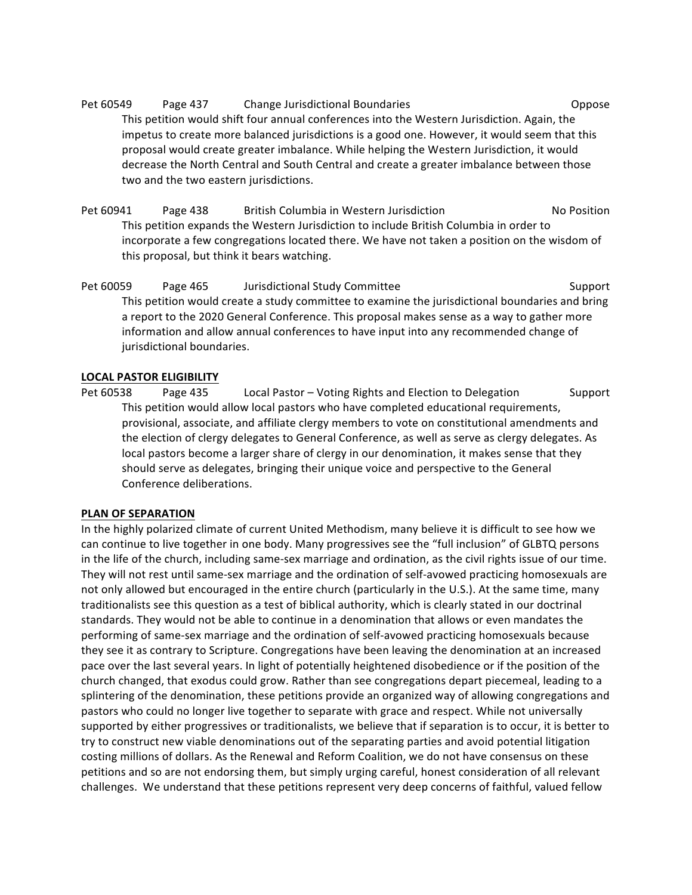Pet 60549 Page 437 Change Jurisdictional Boundaries Oppose

This petition would shift four annual conferences into the Western Jurisdiction. Again, the impetus to create more balanced jurisdictions is a good one. However, it would seem that this proposal would create greater imbalance. While helping the Western Jurisdiction, it would decrease the North Central and South Central and create a greater imbalance between those two and the two eastern jurisdictions.

Pet 60941 Page 438 British Columbia in Western Jurisdiction No Position

This petition expands the Western Jurisdiction to include British Columbia in order to incorporate a few congregations located there. We have not taken a position on the wisdom of this proposal, but think it bears watching.

Pet 60059 Page 465 Jurisdictional Study Committee Support

This petition would create a study committee to examine the jurisdictional boundaries and bring a report to the 2020 General Conference. This proposal makes sense as a way to gather more information and allow annual conferences to have input into any recommended change of jurisdictional boundaries.

**LOCAL PASTOR ELIGIBILITY**

Pet 60538 Page 435 Local Pastor – Voting Rights and Election to Delegation Support

This petition would allow local pastors who have completed educational requirements, provisional, associate, and affiliate clergy members to vote on constitutional amendments and the election of clergy delegates to General Conference, as well as serve as clergy delegates. As local pastors become a larger share of clergy in our denomination, it makes sense that they should serve as delegates, bringing their unique voice and perspective to the General Conference deliberations.

**PLAN OF SEPARATION**

In the highly polarized climate of current United Methodism, many believe it is difficult to see how we can continue to live together in one body. Many progressives see the "full inclusion" of GLBTQ persons in the life of the church, including same-sex marriage and ordination, as the civil rights issue of our time. They will not rest until same-sex marriage and the ordination of self-avowed practicing homosexuals are not only allowed but encouraged in the entire church (particularly in the U.S.). At the same time, many traditionalists see this question as a test of biblical authority, which is clearly stated in our doctrinal standards. They would not be able to continue in a denomination that allows or even mandates the performing of same-sex marriage and the ordination of self-avowed practicing homosexuals because they see it as contrary to Scripture. Congregations have been leaving the denomination at an increased pace over the last several years. In light of potentially heightened disobedience or if the position of the church changed, that exodus could grow. Rather than see congregations depart piecemeal, leading to a splintering of the denomination, these petitions provide an organized way of allowing congregations and pastors who could no longer live together to separate with grace and respect. While not universally supported by either progressives or traditionalists, we believe that if separation is to occur, it is better to try to construct new viable denominations out of the separating parties and avoid potential litigation costing millions of dollars. As the Renewal and Reform Coalition, we do not have consensus on these petitions and so are not endorsing them, but simply urging careful, honest consideration of all relevant challenges. We understand that these petitions represent very deep concerns of faithful, valued fellow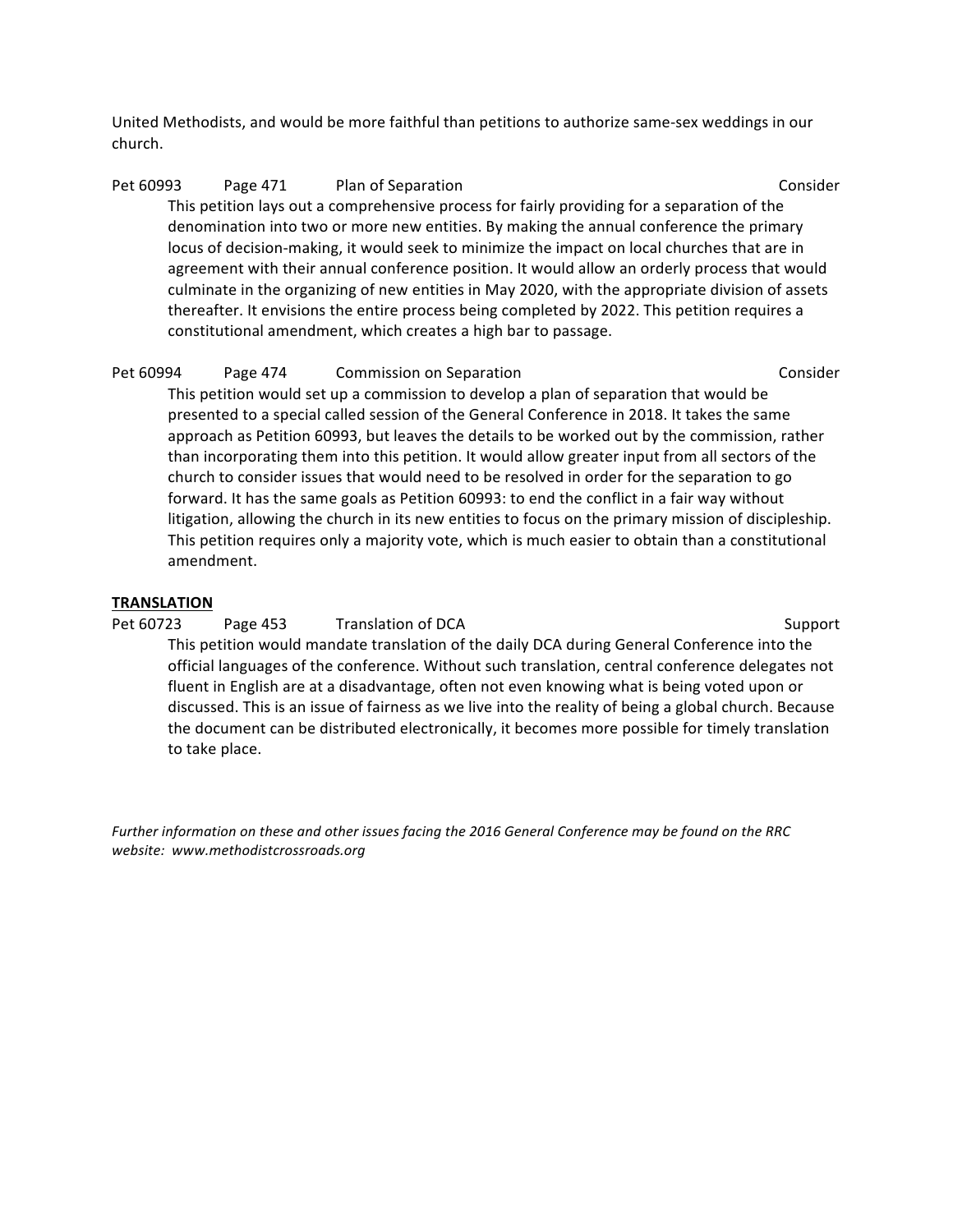United Methodists, and would be more faithful than petitions to authorize same-sex weddings in our church.

Pet 60993 Page 471 Plan of Separation Consider

This petition lays out a comprehensive process for fairly providing for a separation of the denomination into two or more new entities. By making the annual conference the primary locus of decision-making, it would seek to minimize the impact on local churches that are in agreement with their annual conference position. It would allow an orderly process that would culminate in the organizing of new entities in May 2020, with the appropriate division of assets thereafter. It envisions the entire process being completed by 2022. This petition requires a constitutional amendment, which creates a high bar to passage.

Pet 60994 Page 474 Commission on Separation Consider

This petition would set up a commission to develop a plan of separation that would be presented to a special called session of the General Conference in 2018. It takes the same approach as Petition 60993, but leaves the details to be worked out by the commission, rather than incorporating them into this petition. It would allow greater input from all sectors of the church to consider issues that would need to be resolved in order for the separation to go forward. It has the same goals as Petition 60993: to end the conflict in a fair way without litigation, allowing the church in its new entities to focus on the primary mission of discipleship. This petition requires only a majority vote, which is much easier to obtain than a constitutional amendment.

**TRANSLATION**

Pet 60723 Page 453 Translation of DCA Support

This petition would mandate translation of the daily DCA during General Conference into the official languages of the conference. Without such translation, central conference delegates not fluent in English are at a disadvantage, often not even knowing what is being voted upon or discussed. This is an issue of fairness as we live into the reality of being a global church. Because the document can be distributed electronically, it becomes more possible for timely translation to take place.

*Further information on these and other issues facing the 2016 General Conference may be found on the RRC website: www.methodistcrossroads.org*